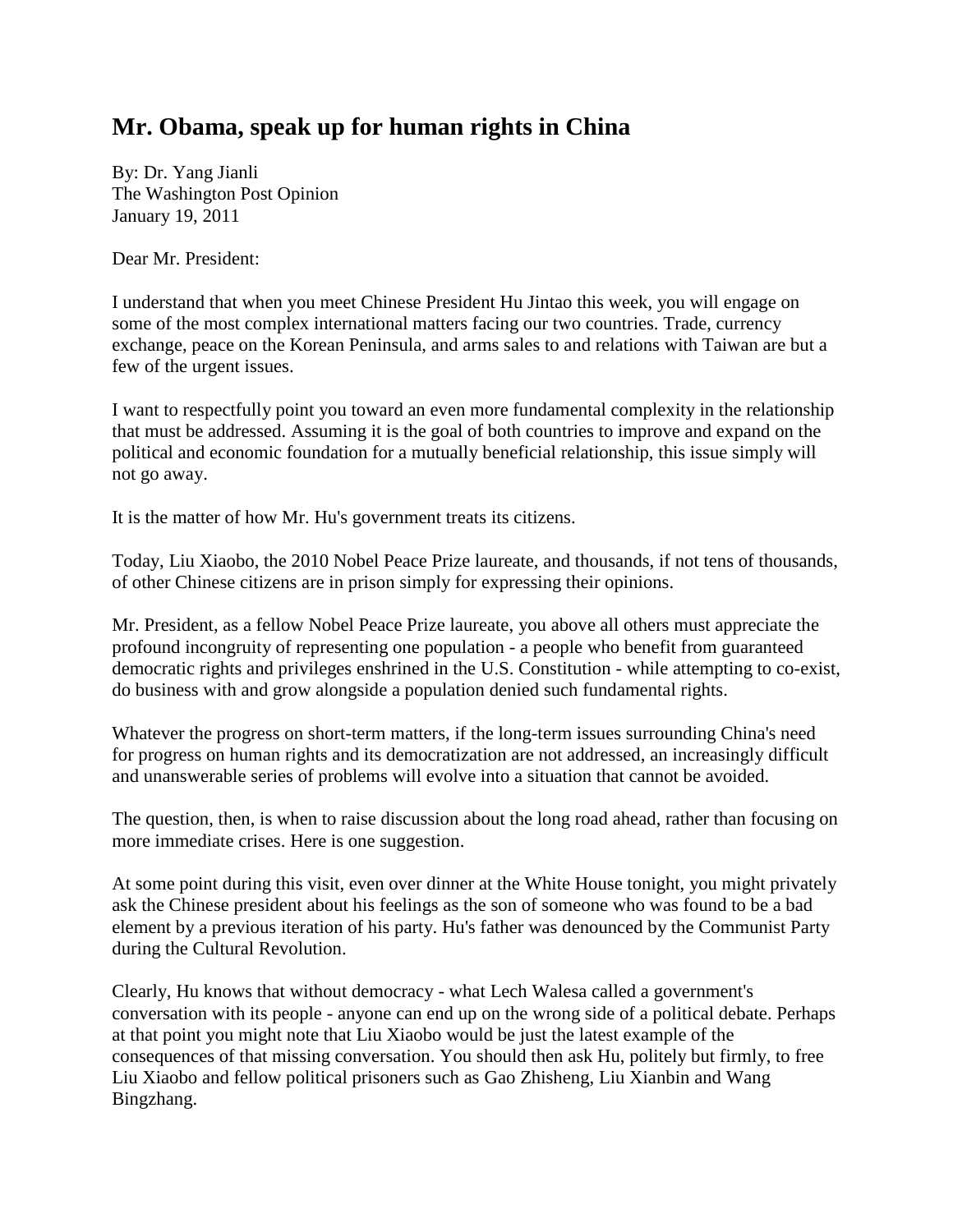# Mr. Obama, speak up for human rights in China

By: Dr. Yang Jianli
The Washington Post Opinion
January 19, 2011

Dear Mr. President:

I understand that when you meet Chinese President Hu Jintao this week, you will engage on some of the most complex international matters facing our two countries. Trade, currency exchange, peace on the Korean Peninsula, and arms sales to and relations with Taiwan are but a few of the urgent issues.

I want to respectfully point you toward an even more fundamental complexity in the relationship that must be addressed. Assuming it is the goal of both countries to improve and expand on the political and economic foundation for a mutually beneficial relationship, this issue simply will not go away.

It is the matter of how Mr. Hu's government treats its citizens.

Today, Liu Xiaobo, the 2010 Nobel Peace Prize laureate, and thousands, if not tens of thousands, of other Chinese citizens are in prison simply for expressing their opinions.

Mr. President, as a fellow Nobel Peace Prize laureate, you above all others must appreciate the profound incongruity of representing one population - a people who benefit from guaranteed democratic rights and privileges enshrined in the U.S. Constitution - while attempting to co-exist, do business with and grow alongside a population denied such fundamental rights.

Whatever the progress on short-term matters, if the long-term issues surrounding China's need for progress on human rights and its democratization are not addressed, an increasingly difficult and unanswerable series of problems will evolve into a situation that cannot be avoided.

The question, then, is when to raise discussion about the long road ahead, rather than focusing on more immediate crises. Here is one suggestion.

At some point during this visit, even over dinner at the White House tonight, you might privately ask the Chinese president about his feelings as the son of someone who was found to be a bad element by a previous iteration of his party. Hu's father was denounced by the Communist Party during the Cultural Revolution.

Clearly, Hu knows that without democracy - what Lech Walesa called a government's conversation with its people - anyone can end up on the wrong side of a political debate. Perhaps at that point you might note that Liu Xiaobo would be just the latest example of the consequences of that missing conversation. You should then ask Hu, politely but firmly, to free Liu Xiaobo and fellow political prisoners such as Gao Zhisheng, Liu Xianbin and Wang Bingzhang.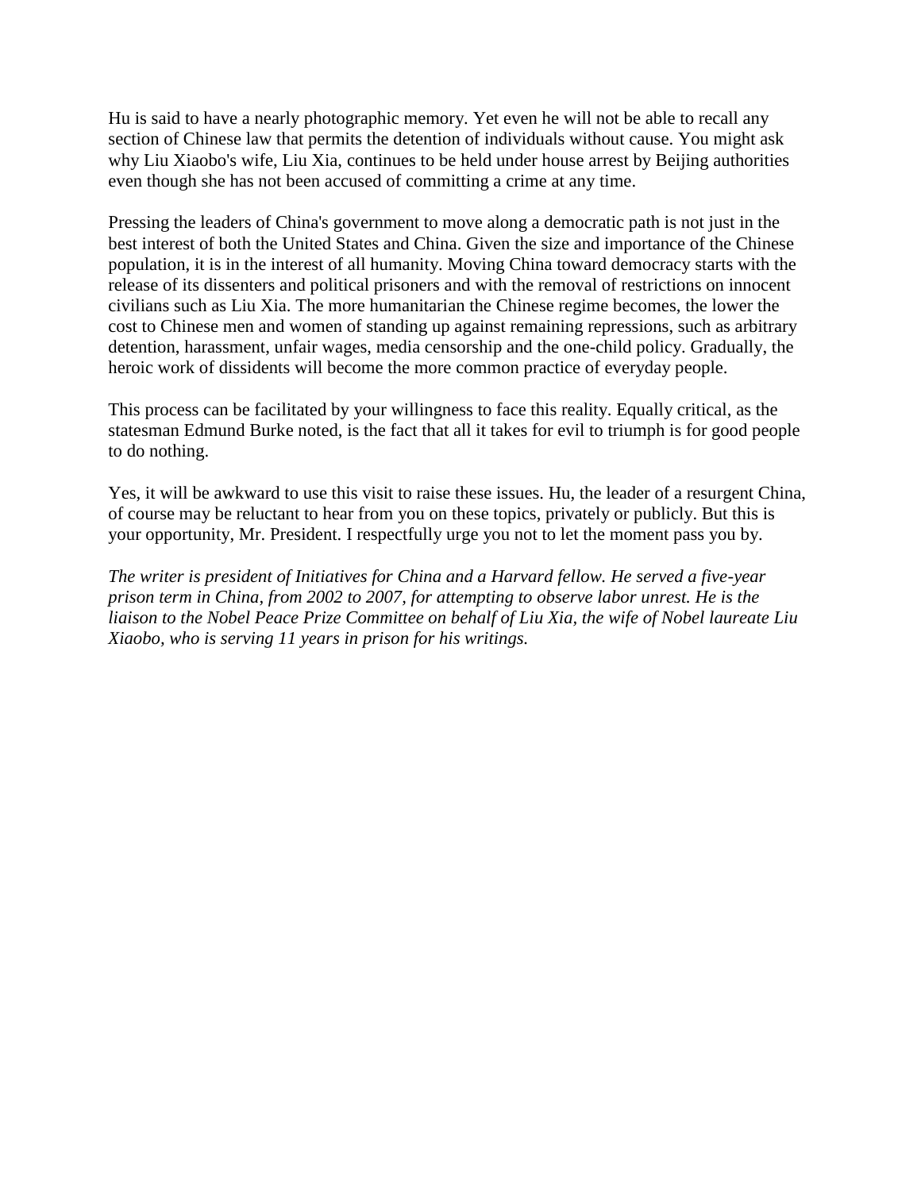Hu is said to have a nearly photographic memory. Yet even he will not be able to recall any section of Chinese law that permits the detention of individuals without cause. You might ask why Liu Xiaobo's wife, Liu Xia, continues to be held under house arrest by Beijing authorities even though she has not been accused of committing a crime at any time.

Pressing the leaders of China's government to move along a democratic path is not just in the best interest of both the United States and China. Given the size and importance of the Chinese population, it is in the interest of all humanity. Moving China toward democracy starts with the release of its dissenters and political prisoners and with the removal of restrictions on innocent civilians such as Liu Xia. The more humanitarian the Chinese regime becomes, the lower the cost to Chinese men and women of standing up against remaining repressions, such as arbitrary detention, harassment, unfair wages, media censorship and the one-child policy. Gradually, the heroic work of dissidents will become the more common practice of everyday people.

This process can be facilitated by your willingness to face this reality. Equally critical, as the statesman Edmund Burke noted, is the fact that all it takes for evil to triumph is for good people to do nothing.

Yes, it will be awkward to use this visit to raise these issues. Hu, the leader of a resurgent China, of course may be reluctant to hear from you on these topics, privately or publicly. But this is your opportunity, Mr. President. I respectfully urge you not to let the moment pass you by.

*The writer is president of Initiatives for China and a Harvard fellow. He served a five-year prison term in China, from 2002 to 2007, for attempting to observe labor unrest. He is the liaison to the Nobel Peace Prize Committee on behalf of Liu Xia, the wife of Nobel laureate Liu Xiaobo, who is serving 11 years in prison for his writings.*